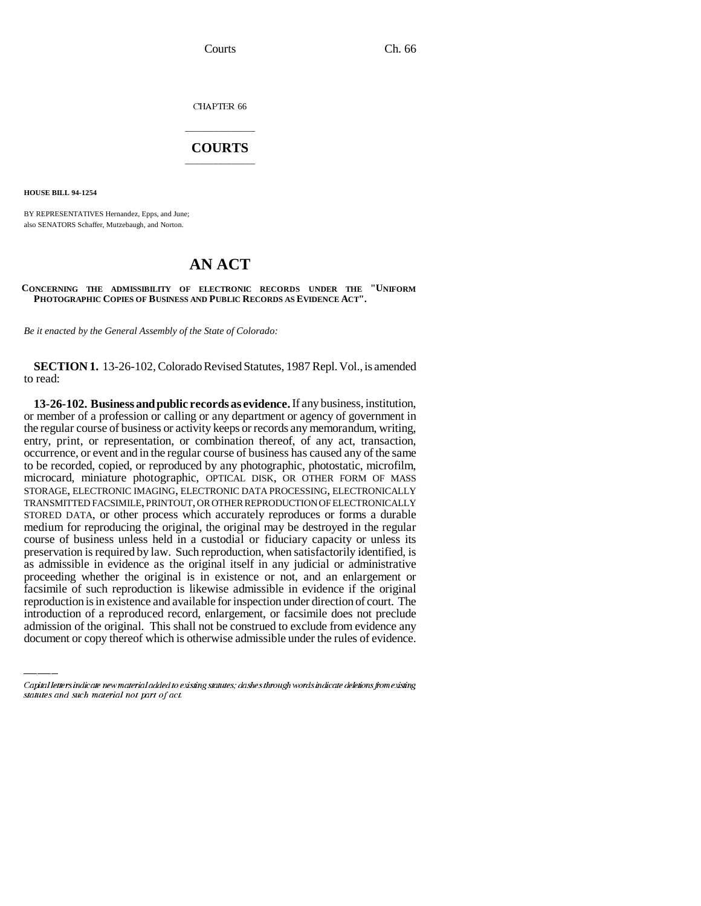CHAPTER 66

# COURTS

**HOUSE BILL 94-1254**

BY REPRESENTATIVES Hernandez, Epps, and June;
also SENATORS Schaffer, Mutzebaugh, and Norton.

## AN ACT

**CONCERNING THE ADMISSIBILITY OF ELECTRONIC RECORDS UNDER THE "UNIFORM PHOTOGRAPHIC COPIES OF BUSINESS AND PUBLIC RECORDS AS EVIDENCE ACT".**

*Be it enacted by the General Assembly of the State of Colorado:*

**SECTION 1.** 13-26-102, Colorado Revised Statutes, 1987 Repl. Vol., is amended to read:

**13-26-102. Business and public records as evidence.** If any business, institution, or member of a profession or calling or any department or agency of government in the regular course of business or activity keeps or records any memorandum, writing, entry, print, or representation, or combination thereof, of any act, transaction, occurrence, or event and in the regular course of business has caused any of the same to be recorded, copied, or reproduced by any photographic, photostatic, microfilm, microcard, miniature photographic, OPTICAL DISK, OR OTHER FORM OF MASS STORAGE, ELECTRONIC IMAGING, ELECTRONIC DATA PROCESSING, ELECTRONICALLY TRANSMITTED FACSIMILE, PRINTOUT, OR OTHER REPRODUCTION OF ELECTRONICALLY STORED DATA, or other process which accurately reproduces or forms a durable medium for reproducing the original, the original may be destroyed in the regular course of business unless held in a custodial or fiduciary capacity or unless its preservation is required by law. Such reproduction, when satisfactorily identified, is as admissible in evidence as the original itself in any judicial or administrative proceeding whether the original is in existence or not, and an enlargement or facsimile of such reproduction is likewise admissible in evidence if the original reproduction is in existence and available for inspection under direction of court. The introduction of a reproduced record, enlargement, or facsimile does not preclude admission of the original. This shall not be construed to exclude from evidence any document or copy thereof which is otherwise admissible under the rules of evidence.

*Capital letters indicate new material added to existing statutes; dashes through words indicate deletions from existing statutes and such material not part of act.*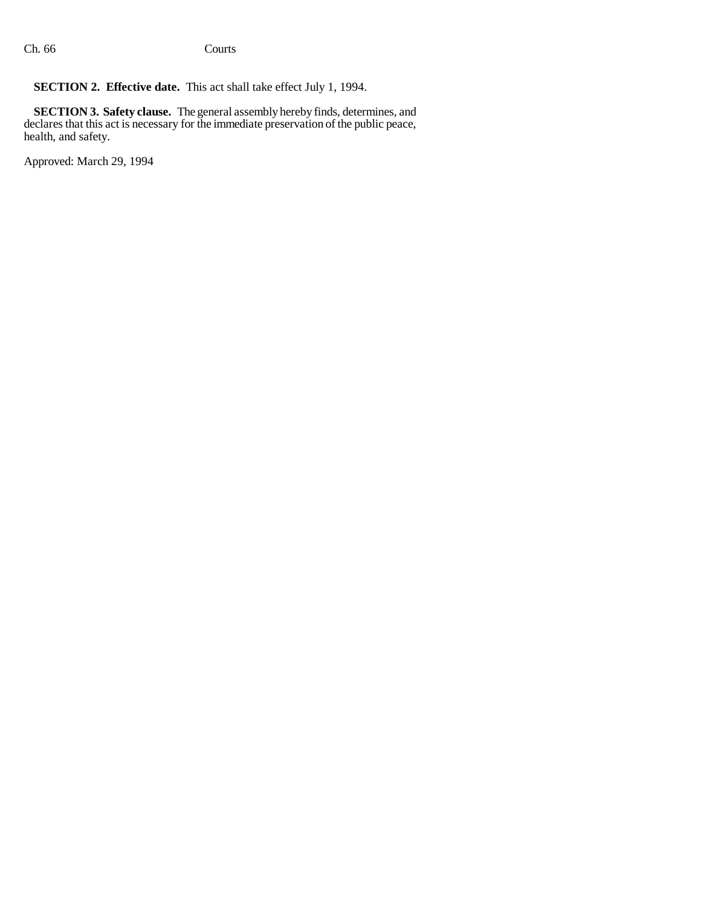**SECTION 2. Effective date.** This act shall take effect July 1, 1994.

**SECTION 3. Safety clause.** The general assembly hereby finds, determines, and declares that this act is necessary for the immediate preservation of the public peace, health, and safety.

Approved: March 29, 1994